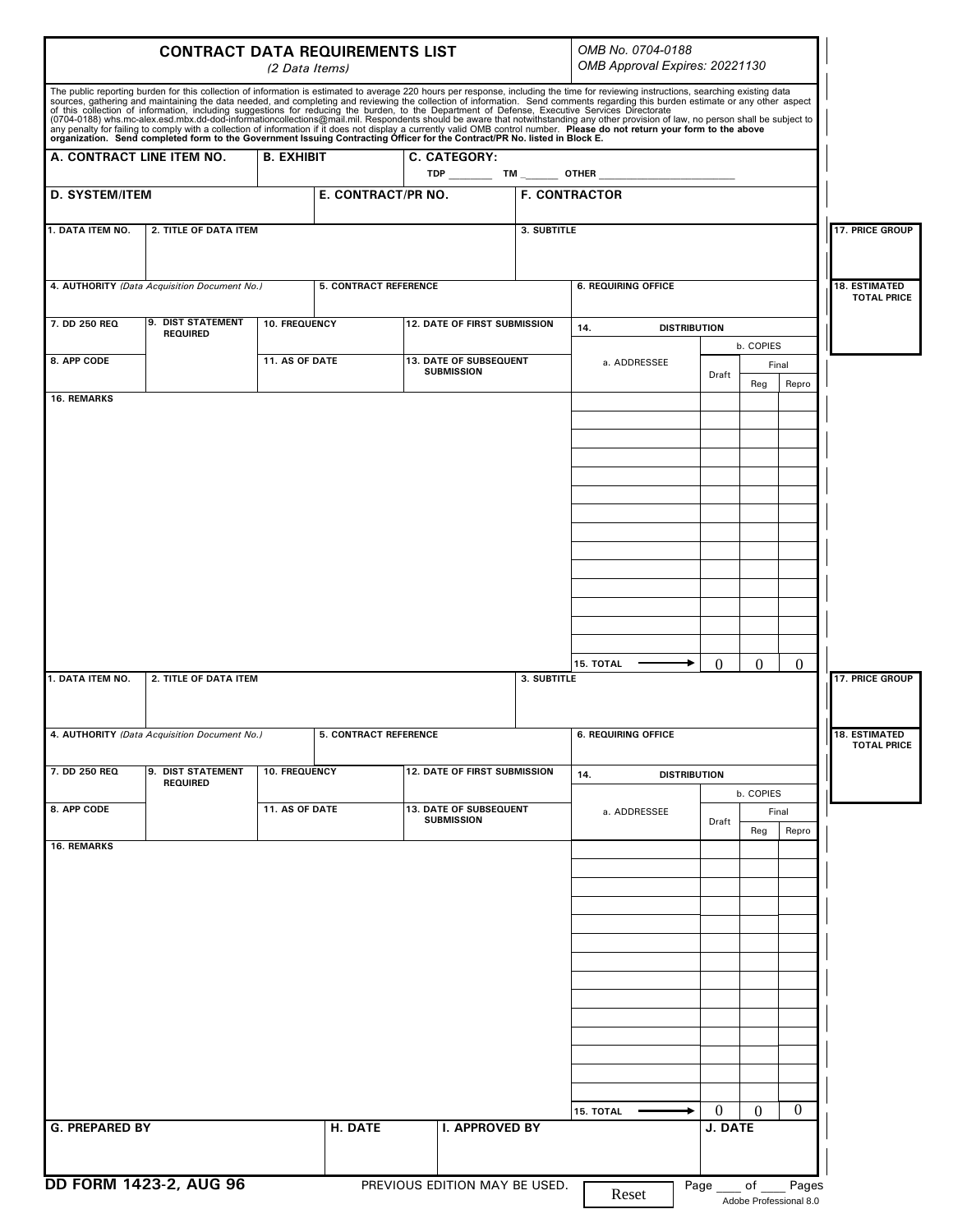# CONTRACT DATA REQUIREMENTS LIST

*(2 Data Items)*

*OMB No. 0704-0188*
*OMB Approval Expires: 20221130*

The public reporting burden for this collection of information is estimated to average 220 hours per response, including the time for reviewing instructions, searching existing data sources, gathering and maintaining the data needed, and completing and reviewing the collection of information. Send comments regarding this burden estimate or any other aspect of this collection of information, including suggestions for reducing the burden, to the Department of Defense, Executive Services Directorate (0704-0188) whs.mc-alex.esd.mbx.dd-dod-informationcollections@mail.mil. Respondents should be aware that notwithstanding any other provision of law, no person shall be subject to any penalty for failing to comply with a collection of information if it does not display a currently valid OMB control number. **Please do not return your form to the above organization. Send completed form to the Government Issuing Contracting Officer for the Contract/PR No. listed in Block E.**

| A. CONTRACT LINE ITEM NO. | B. EXHIBIT | C. CATEGORY: TDP ____ TM ____ OTHER ____ |
|---|---|---|

| D. SYSTEM/ITEM | E. CONTRACT/PR NO. | F. CONTRACTOR |
|---|---|---|

## Data Item 1

| 1. DATA ITEM NO. | 2. TITLE OF DATA ITEM | 3. SUBTITLE | 17. PRICE GROUP |
|---|---|---|---|
| | | | |

| 4. AUTHORITY *(Data Acquisition Document No.)* | 5. CONTRACT REFERENCE | 6. REQUIRING OFFICE | 18. ESTIMATED TOTAL PRICE |
|---|---|---|---|
| | | | |

| 7. DD 250 REQ | 9. DIST STATEMENT REQUIRED | 10. FREQUENCY | 12. DATE OF FIRST SUBMISSION |
|---|---|---|---|
| 8. APP CODE | | 11. AS OF DATE | 13. DATE OF SUBSEQUENT SUBMISSION |

**16. REMARKS**

| 14. DISTRIBUTION | | | |
|---|---|---|---|
| a. ADDRESSEE | b. COPIES | | |
| | Draft | Final | |
| | | Reg | Repro |
| 15. TOTAL → | 0 | 0 | 0 |

## Data Item 2

| 1. DATA ITEM NO. | 2. TITLE OF DATA ITEM | 3. SUBTITLE | 17. PRICE GROUP |
|---|---|---|---|
| | | | |

| 4. AUTHORITY *(Data Acquisition Document No.)* | 5. CONTRACT REFERENCE | 6. REQUIRING OFFICE | 18. ESTIMATED TOTAL PRICE |
|---|---|---|---|
| | | | |

| 7. DD 250 REQ | 9. DIST STATEMENT REQUIRED | 10. FREQUENCY | 12. DATE OF FIRST SUBMISSION |
|---|---|---|---|
| 8. APP CODE | | 11. AS OF DATE | 13. DATE OF SUBSEQUENT SUBMISSION |

**16. REMARKS**

| 14. DISTRIBUTION | | | |
|---|---|---|---|
| a. ADDRESSEE | b. COPIES | | |
| | Draft | Final | |
| | | Reg | Repro |
| 15. TOTAL → | 0 | 0 | 0 |

| G. PREPARED BY | H. DATE | I. APPROVED BY | J. DATE |
|---|---|---|---|
| | | | |

**DD FORM 1423-2, AUG 96** PREVIOUS EDITION MAY BE USED. Reset Page ____ of ____ Pages

Adobe Professional 8.0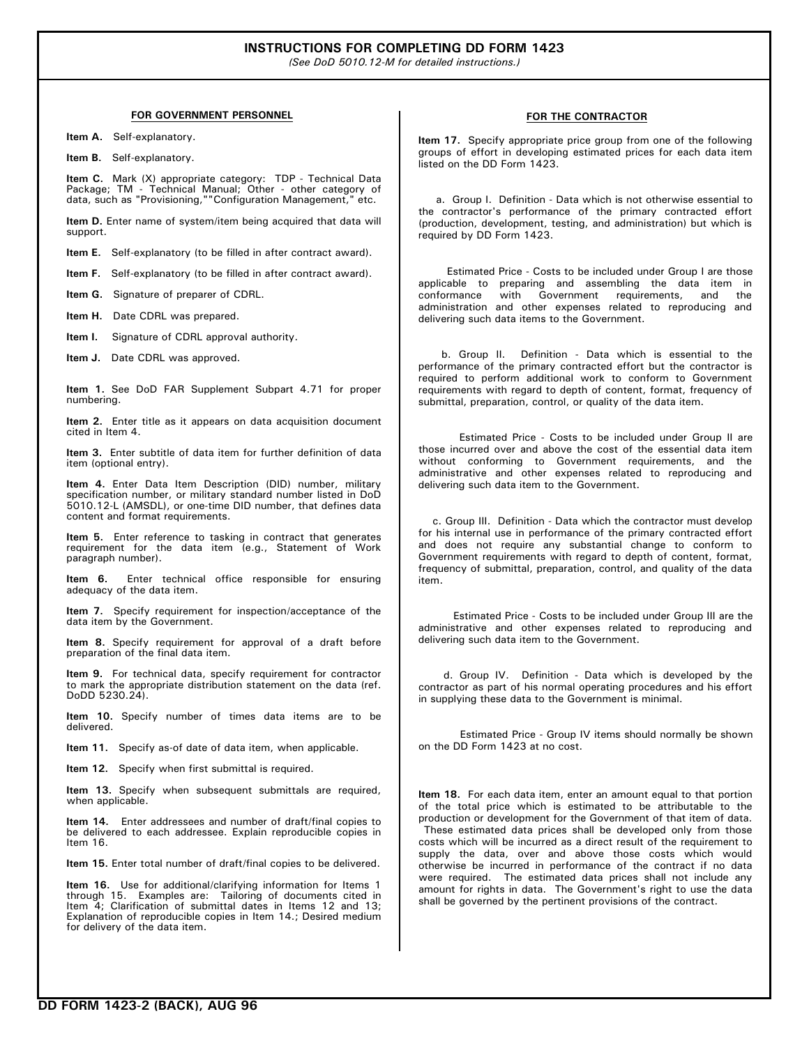# INSTRUCTIONS FOR COMPLETING DD FORM 1423

*(See DoD 5010.12-M for detailed instructions.)*

## FOR GOVERNMENT PERSONNEL

**Item A.** Self-explanatory.

**Item B.** Self-explanatory.

**Item C.** Mark (X) appropriate category: TDP - Technical Data Package; TM - Technical Manual; Other - other category of data, such as "Provisioning,""Configuration Management," etc.

**Item D.** Enter name of system/item being acquired that data will support.

**Item E.** Self-explanatory (to be filled in after contract award).

**Item F.** Self-explanatory (to be filled in after contract award).

**Item G.** Signature of preparer of CDRL.

**Item H.** Date CDRL was prepared.

**Item I.** Signature of CDRL approval authority.

**Item J.** Date CDRL was approved.

**Item 1.** See DoD FAR Supplement Subpart 4.71 for proper numbering.

**Item 2.** Enter title as it appears on data acquisition document cited in Item 4.

**Item 3.** Enter subtitle of data item for further definition of data item (optional entry).

**Item 4.** Enter Data Item Description (DID) number, military specification number, or military standard number listed in DoD 5010.12-L (AMSDL), or one-time DID number, that defines data content and format requirements.

**Item 5.** Enter reference to tasking in contract that generates requirement for the data item (e.g., Statement of Work paragraph number).

**Item 6.** Enter technical office responsible for ensuring adequacy of the data item.

**Item 7.** Specify requirement for inspection/acceptance of the data item by the Government.

**Item 8.** Specify requirement for approval of a draft before preparation of the final data item.

**Item 9.** For technical data, specify requirement for contractor to mark the appropriate distribution statement on the data (ref. DoDD 5230.24).

**Item 10.** Specify number of times data items are to be delivered.

**Item 11.** Specify as-of date of data item, when applicable.

**Item 12.** Specify when first submittal is required.

**Item 13.** Specify when subsequent submittals are required, when applicable.

**Item 14.** Enter addressees and number of draft/final copies to be delivered to each addressee. Explain reproducible copies in Item 16.

**Item 15.** Enter total number of draft/final copies to be delivered.

**Item 16.** Use for additional/clarifying information for Items 1 through 15. Examples are: Tailoring of documents cited in Item 4; Clarification of submittal dates in Items 12 and 13; Explanation of reproducible copies in Item 14.; Desired medium for delivery of the data item.

## FOR THE CONTRACTOR

**Item 17.** Specify appropriate price group from one of the following groups of effort in developing estimated prices for each data item listed on the DD Form 1423.

a. Group I. Definition - Data which is not otherwise essential to the contractor's performance of the primary contracted effort (production, development, testing, and administration) but which is required by DD Form 1423.

Estimated Price - Costs to be included under Group I are those applicable to preparing and assembling the data item in conformance with Government requirements, and the administration and other expenses related to reproducing and delivering such data items to the Government.

b. Group II. Definition - Data which is essential to the performance of the primary contracted effort but the contractor is required to perform additional work to conform to Government requirements with regard to depth of content, format, frequency of submittal, preparation, control, or quality of the data item.

Estimated Price - Costs to be included under Group II are those incurred over and above the cost of the essential data item without conforming to Government requirements, and the administrative and other expenses related to reproducing and delivering such data item to the Government.

c. Group III. Definition - Data which the contractor must develop for his internal use in performance of the primary contracted effort and does not require any substantial change to conform to Government requirements with regard to depth of content, format, frequency of submittal, preparation, control, and quality of the data item.

Estimated Price - Costs to be included under Group III are the administrative and other expenses related to reproducing and delivering such data item to the Government.

d. Group IV. Definition - Data which is developed by the contractor as part of his normal operating procedures and his effort in supplying these data to the Government is minimal.

Estimated Price - Group IV items should normally be shown on the DD Form 1423 at no cost.

**Item 18.** For each data item, enter an amount equal to that portion of the total price which is estimated to be attributable to the production or development for the Government of that item of data. These estimated data prices shall be developed only from those costs which will be incurred as a direct result of the requirement to supply the data, over and above those costs which would otherwise be incurred in performance of the contract if no data were required. The estimated data prices shall not include any amount for rights in data. The Government's right to use the data shall be governed by the pertinent provisions of the contract.

**DD FORM 1423-2 (BACK), AUG 96**